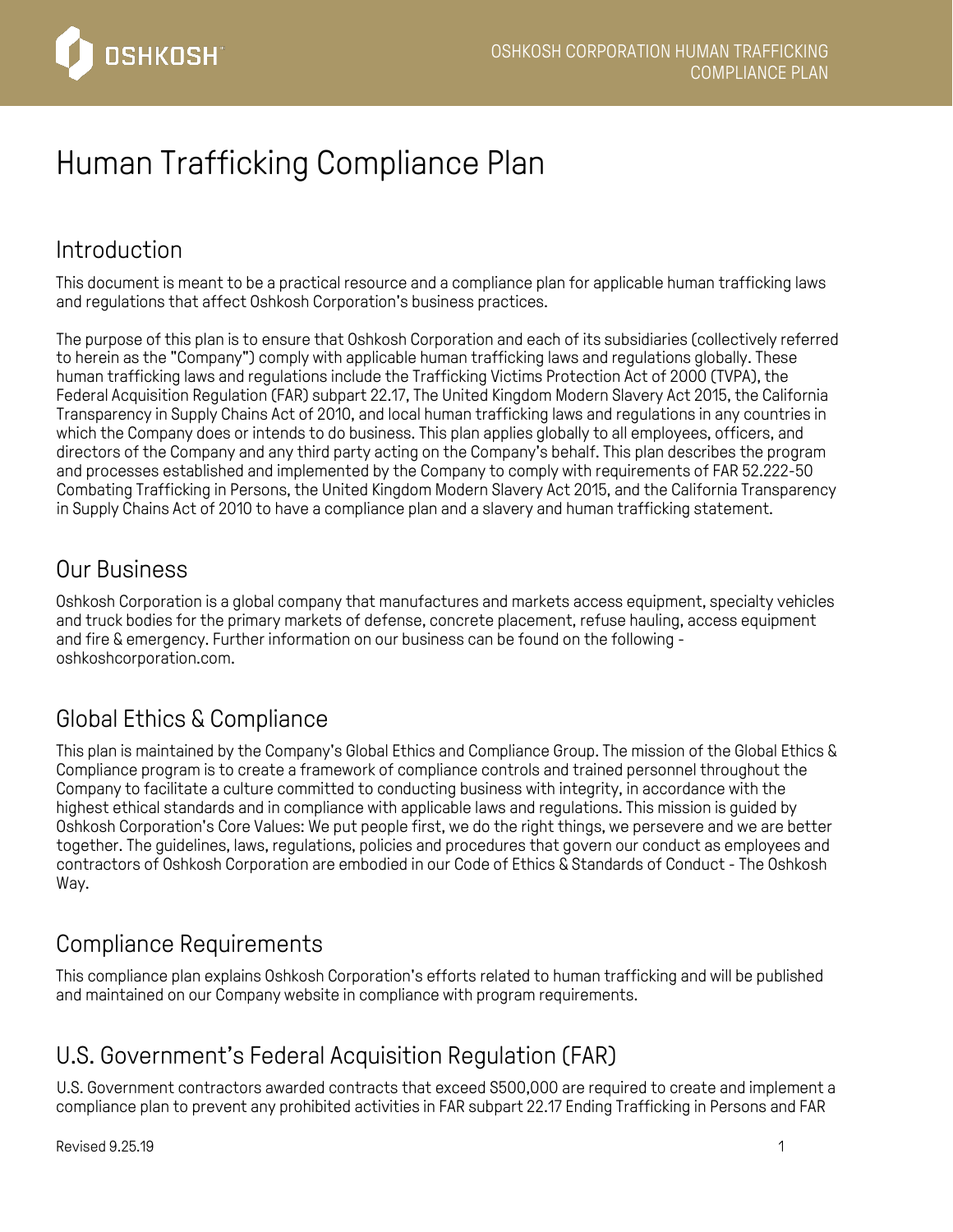# Human Trafficking Compliance Plan

## Introduction

This document is meant to be a practical resource and a compliance plan for applicable human trafficking laws and regulations that affect Oshkosh Corporation's business practices.

The purpose of this plan is to ensure that Oshkosh Corporation and each of its subsidiaries (collectively referred to herein as the "Company") comply with applicable human trafficking laws and regulations globally. These human trafficking laws and regulations include the Trafficking Victims Protection Act of 2000 (TVPA), the Federal Acquisition Regulation (FAR) subpart 22.17, The United Kingdom Modern Slavery Act 2015, the California Transparency in Supply Chains Act of 2010, and local human trafficking laws and regulations in any countries in which the Company does or intends to do business. This plan applies globally to all employees, officers, and directors of the Company and any third party acting on the Company's behalf. This plan describes the program and processes established and implemented by the Company to comply with requirements of FAR 52.222-50 Combating Trafficking in Persons, the United Kingdom Modern Slavery Act 2015, and the California Transparency in Supply Chains Act of 2010 to have a compliance plan and a slavery and human trafficking statement.

## Our Business

Oshkosh Corporation is a global company that manufactures and markets access equipment, specialty vehicles and truck bodies for the primary markets of defense, concrete placement, refuse hauling, access equipment and fire & emergency. Further information on our business can be found on the following - oshkoshcorporation.com.

## Global Ethics & Compliance

This plan is maintained by the Company's Global Ethics and Compliance Group. The mission of the Global Ethics & Compliance program is to create a framework of compliance controls and trained personnel throughout the Company to facilitate a culture committed to conducting business with integrity, in accordance with the highest ethical standards and in compliance with applicable laws and regulations. This mission is guided by Oshkosh Corporation's Core Values: We put people first, we do the right things, we persevere and we are better together. The guidelines, laws, regulations, policies and procedures that govern our conduct as employees and contractors of Oshkosh Corporation are embodied in our Code of Ethics & Standards of Conduct - The Oshkosh Way.

## Compliance Requirements

This compliance plan explains Oshkosh Corporation's efforts related to human trafficking and will be published and maintained on our Company website in compliance with program requirements.

## U.S. Government's Federal Acquisition Regulation (FAR)

U.S. Government contractors awarded contracts that exceed $500,000 are required to create and implement a compliance plan to prevent any prohibited activities in FAR subpart 22.17 Ending Trafficking in Persons and FAR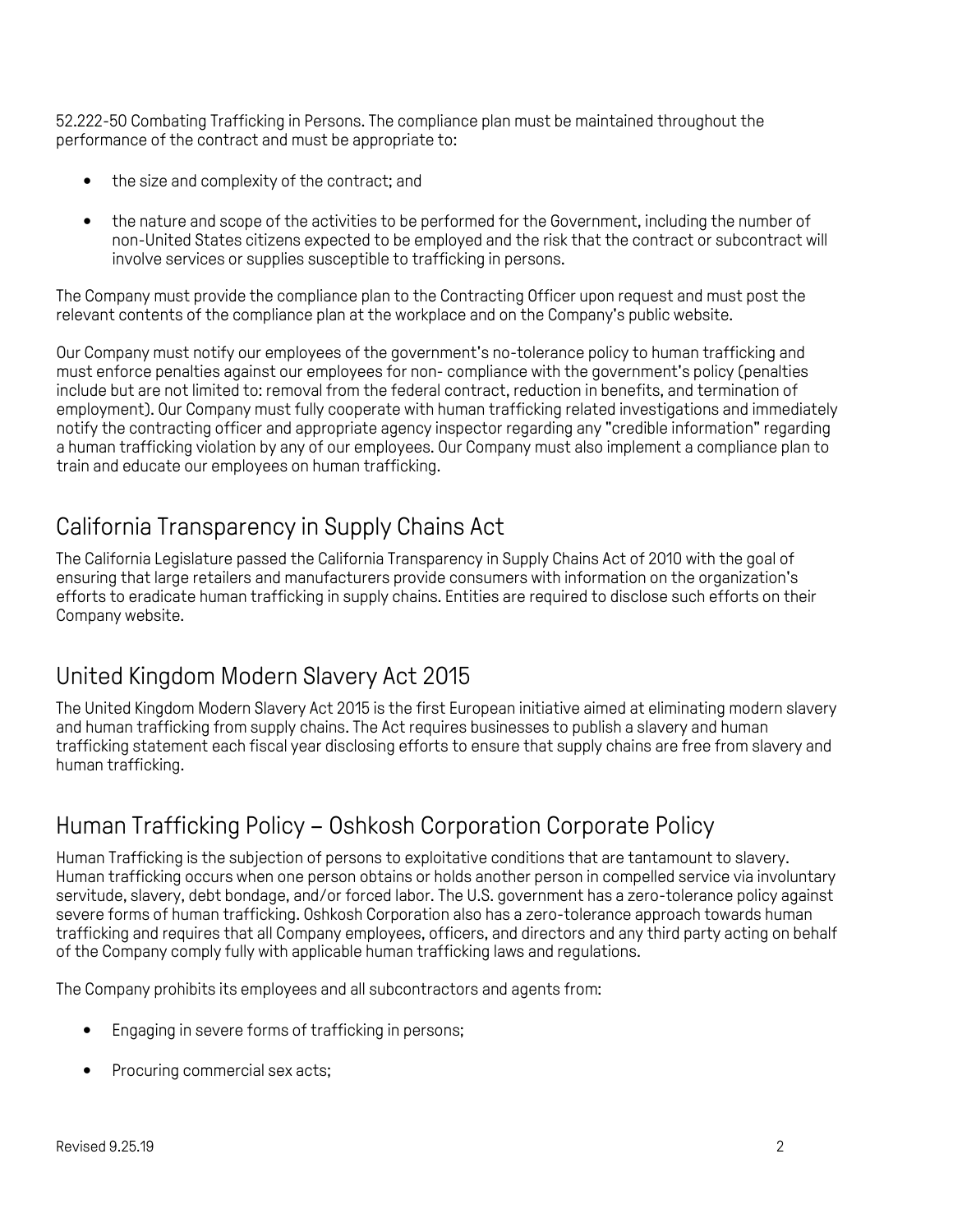52.222-50 Combating Trafficking in Persons. The compliance plan must be maintained throughout the performance of the contract and must be appropriate to:

- the size and complexity of the contract; and
- the nature and scope of the activities to be performed for the Government, including the number of non-United States citizens expected to be employed and the risk that the contract or subcontract will involve services or supplies susceptible to trafficking in persons.

The Company must provide the compliance plan to the Contracting Officer upon request and must post the relevant contents of the compliance plan at the workplace and on the Company's public website.

Our Company must notify our employees of the government's no-tolerance policy to human trafficking and must enforce penalties against our employees for non- compliance with the government's policy (penalties include but are not limited to: removal from the federal contract, reduction in benefits, and termination of employment). Our Company must fully cooperate with human trafficking related investigations and immediately notify the contracting officer and appropriate agency inspector regarding any "credible information" regarding a human trafficking violation by any of our employees. Our Company must also implement a compliance plan to train and educate our employees on human trafficking.

## California Transparency in Supply Chains Act

The California Legislature passed the California Transparency in Supply Chains Act of 2010 with the goal of ensuring that large retailers and manufacturers provide consumers with information on the organization's efforts to eradicate human trafficking in supply chains. Entities are required to disclose such efforts on their Company website.

## United Kingdom Modern Slavery Act 2015

The United Kingdom Modern Slavery Act 2015 is the first European initiative aimed at eliminating modern slavery and human trafficking from supply chains. The Act requires businesses to publish a slavery and human trafficking statement each fiscal year disclosing efforts to ensure that supply chains are free from slavery and human trafficking.

## Human Trafficking Policy – Oshkosh Corporation Corporate Policy

Human Trafficking is the subjection of persons to exploitative conditions that are tantamount to slavery. Human trafficking occurs when one person obtains or holds another person in compelled service via involuntary servitude, slavery, debt bondage, and/or forced labor. The U.S. government has a zero-tolerance policy against severe forms of human trafficking. Oshkosh Corporation also has a zero-tolerance approach towards human trafficking and requires that all Company employees, officers, and directors and any third party acting on behalf of the Company comply fully with applicable human trafficking laws and regulations.

The Company prohibits its employees and all subcontractors and agents from:

- Engaging in severe forms of trafficking in persons;
- Procuring commercial sex acts;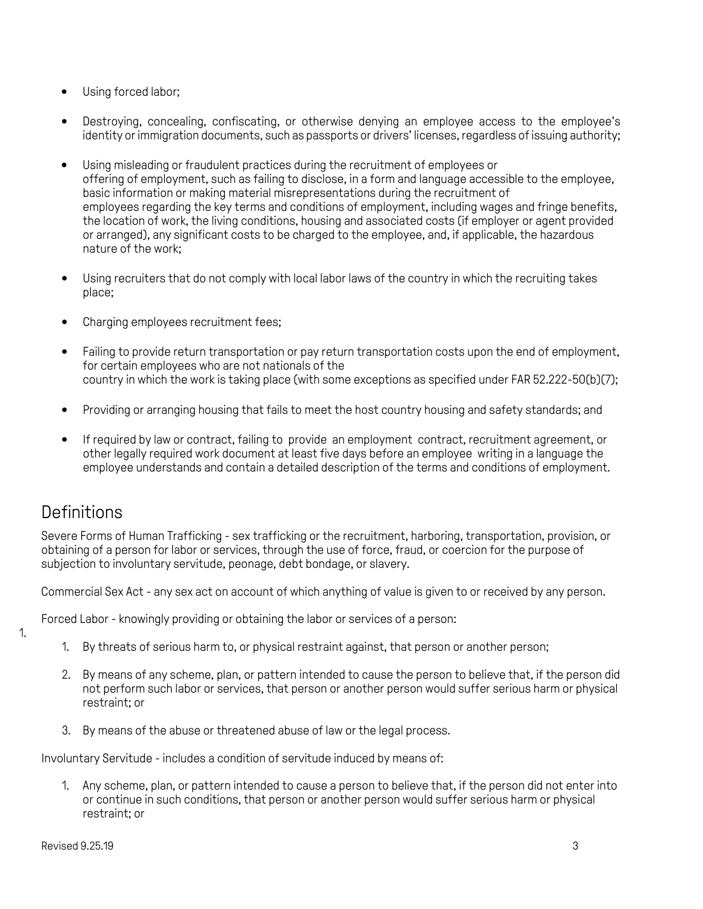- Using forced labor;
- Destroying, concealing, confiscating, or otherwise denying an employee access to the employee's identity or immigration documents, such as passports or drivers' licenses, regardless of issuing authority;
- Using misleading or fraudulent practices during the recruitment of employees or offering of employment, such as failing to disclose, in a form and language accessible to the employee, basic information or making material misrepresentations during the recruitment of employees regarding the key terms and conditions of employment, including wages and fringe benefits, the location of work, the living conditions, housing and associated costs (if employer or agent provided or arranged), any significant costs to be charged to the employee, and, if applicable, the hazardous nature of the work;
- Using recruiters that do not comply with local labor laws of the country in which the recruiting takes place;
- Charging employees recruitment fees;
- Failing to provide return transportation or pay return transportation costs upon the end of employment, for certain employees who are not nationals of the country in which the work is taking place (with some exceptions as specified under FAR 52.222-50(b)(7);
- Providing or arranging housing that fails to meet the host country housing and safety standards; and
- If required by law or contract, failing to provide an employment contract, recruitment agreement, or other legally required work document at least five days before an employee writing in a language the employee understands and contain a detailed description of the terms and conditions of employment.

## Definitions

Severe Forms of Human Trafficking - sex trafficking or the recruitment, harboring, transportation, provision, or obtaining of a person for labor or services, through the use of force, fraud, or coercion for the purpose of subjection to involuntary servitude, peonage, debt bondage, or slavery.

Commercial Sex Act - any sex act on account of which anything of value is given to or received by any person.

Forced Labor - knowingly providing or obtaining the labor or services of a person:

1. By threats of serious harm to, or physical restraint against, that person or another person;
2. By means of any scheme, plan, or pattern intended to cause the person to believe that, if the person did not perform such labor or services, that person or another person would suffer serious harm or physical restraint; or
3. By means of the abuse or threatened abuse of law or the legal process.

Involuntary Servitude - includes a condition of servitude induced by means of:

1. Any scheme, plan, or pattern intended to cause a person to believe that, if the person did not enter into or continue in such conditions, that person or another person would suffer serious harm or physical restraint; or

Revised 9.25.19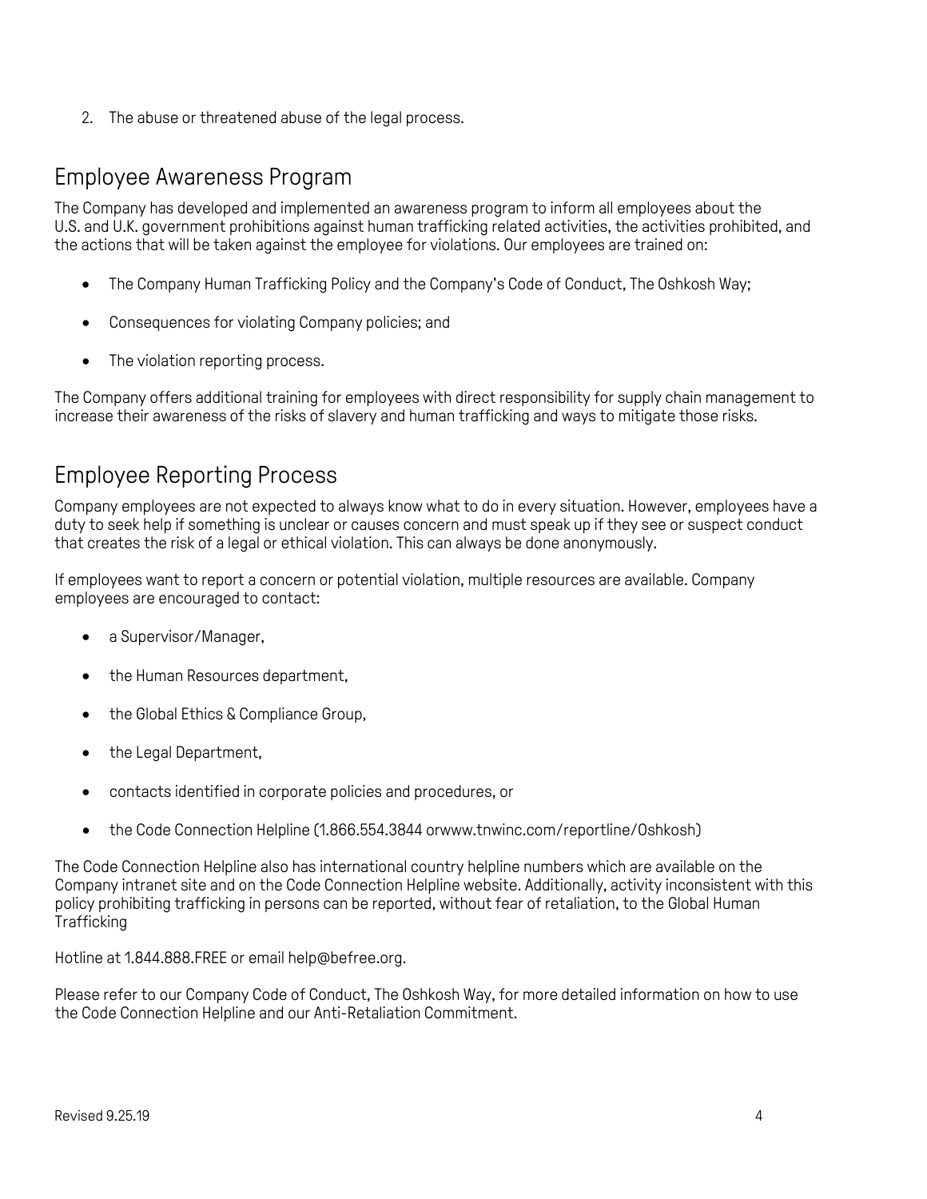2. The abuse or threatened abuse of the legal process.

## Employee Awareness Program

The Company has developed and implemented an awareness program to inform all employees about the U.S. and U.K. government prohibitions against human trafficking related activities, the activities prohibited, and the actions that will be taken against the employee for violations. Our employees are trained on:

- The Company Human Trafficking Policy and the Company's Code of Conduct, The Oshkosh Way;
- Consequences for violating Company policies; and
- The violation reporting process.

The Company offers additional training for employees with direct responsibility for supply chain management to increase their awareness of the risks of slavery and human trafficking and ways to mitigate those risks.

## Employee Reporting Process

Company employees are not expected to always know what to do in every situation. However, employees have a duty to seek help if something is unclear or causes concern and must speak up if they see or suspect conduct that creates the risk of a legal or ethical violation. This can always be done anonymously.

If employees want to report a concern or potential violation, multiple resources are available. Company employees are encouraged to contact:

- a Supervisor/Manager,
- the Human Resources department,
- the Global Ethics & Compliance Group,
- the Legal Department,
- contacts identified in corporate policies and procedures, or
- the Code Connection Helpline (1.866.554.3844 orwww.tnwinc.com/reportline/Oshkosh)

The Code Connection Helpline also has international country helpline numbers which are available on the Company intranet site and on the Code Connection Helpline website. Additionally, activity inconsistent with this policy prohibiting trafficking in persons can be reported, without fear of retaliation, to the Global Human Trafficking

Hotline at 1.844.888.FREE or email help@befree.org.

Please refer to our Company Code of Conduct, The Oshkosh Way, for more detailed information on how to use the Code Connection Helpline and our Anti-Retaliation Commitment.

Revised 9.25.19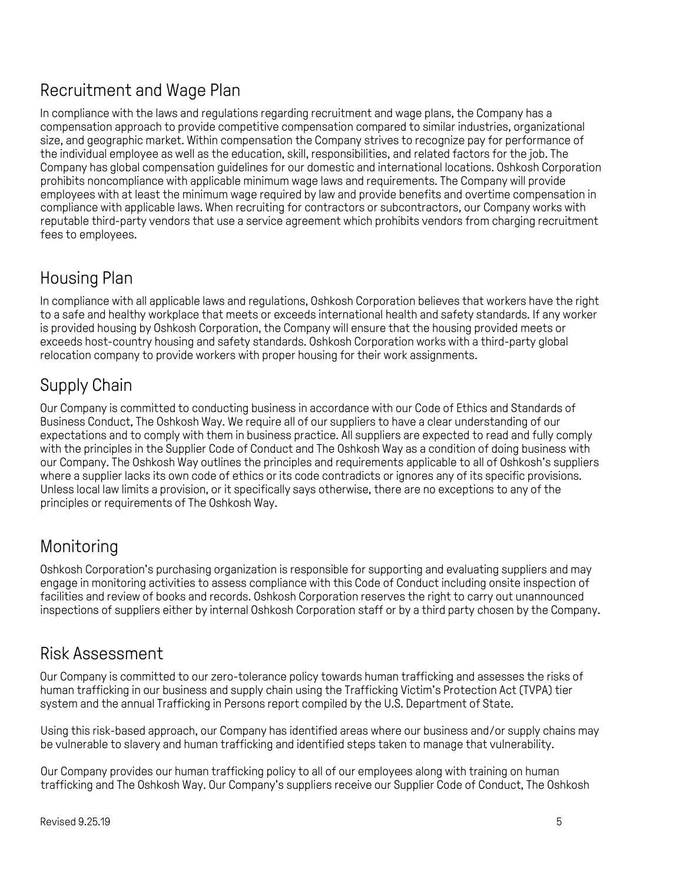## Recruitment and Wage Plan

In compliance with the laws and regulations regarding recruitment and wage plans, the Company has a compensation approach to provide competitive compensation compared to similar industries, organizational size, and geographic market. Within compensation the Company strives to recognize pay for performance of the individual employee as well as the education, skill, responsibilities, and related factors for the job. The Company has global compensation guidelines for our domestic and international locations. Oshkosh Corporation prohibits noncompliance with applicable minimum wage laws and requirements. The Company will provide employees with at least the minimum wage required by law and provide benefits and overtime compensation in compliance with applicable laws. When recruiting for contractors or subcontractors, our Company works with reputable third-party vendors that use a service agreement which prohibits vendors from charging recruitment fees to employees.

## Housing Plan

In compliance with all applicable laws and regulations, Oshkosh Corporation believes that workers have the right to a safe and healthy workplace that meets or exceeds international health and safety standards. If any worker is provided housing by Oshkosh Corporation, the Company will ensure that the housing provided meets or exceeds host-country housing and safety standards. Oshkosh Corporation works with a third-party global relocation company to provide workers with proper housing for their work assignments.

## Supply Chain

Our Company is committed to conducting business in accordance with our Code of Ethics and Standards of Business Conduct, The Oshkosh Way. We require all of our suppliers to have a clear understanding of our expectations and to comply with them in business practice. All suppliers are expected to read and fully comply with the principles in the Supplier Code of Conduct and The Oshkosh Way as a condition of doing business with our Company. The Oshkosh Way outlines the principles and requirements applicable to all of Oshkosh's suppliers where a supplier lacks its own code of ethics or its code contradicts or ignores any of its specific provisions. Unless local law limits a provision, or it specifically says otherwise, there are no exceptions to any of the principles or requirements of The Oshkosh Way.

## Monitoring

Oshkosh Corporation's purchasing organization is responsible for supporting and evaluating suppliers and may engage in monitoring activities to assess compliance with this Code of Conduct including onsite inspection of facilities and review of books and records. Oshkosh Corporation reserves the right to carry out unannounced inspections of suppliers either by internal Oshkosh Corporation staff or by a third party chosen by the Company.

## Risk Assessment

Our Company is committed to our zero-tolerance policy towards human trafficking and assesses the risks of human trafficking in our business and supply chain using the Trafficking Victim's Protection Act (TVPA) tier system and the annual Trafficking in Persons report compiled by the U.S. Department of State.

Using this risk-based approach, our Company has identified areas where our business and/or supply chains may be vulnerable to slavery and human trafficking and identified steps taken to manage that vulnerability.

Our Company provides our human trafficking policy to all of our employees along with training on human trafficking and The Oshkosh Way. Our Company's suppliers receive our Supplier Code of Conduct, The Oshkosh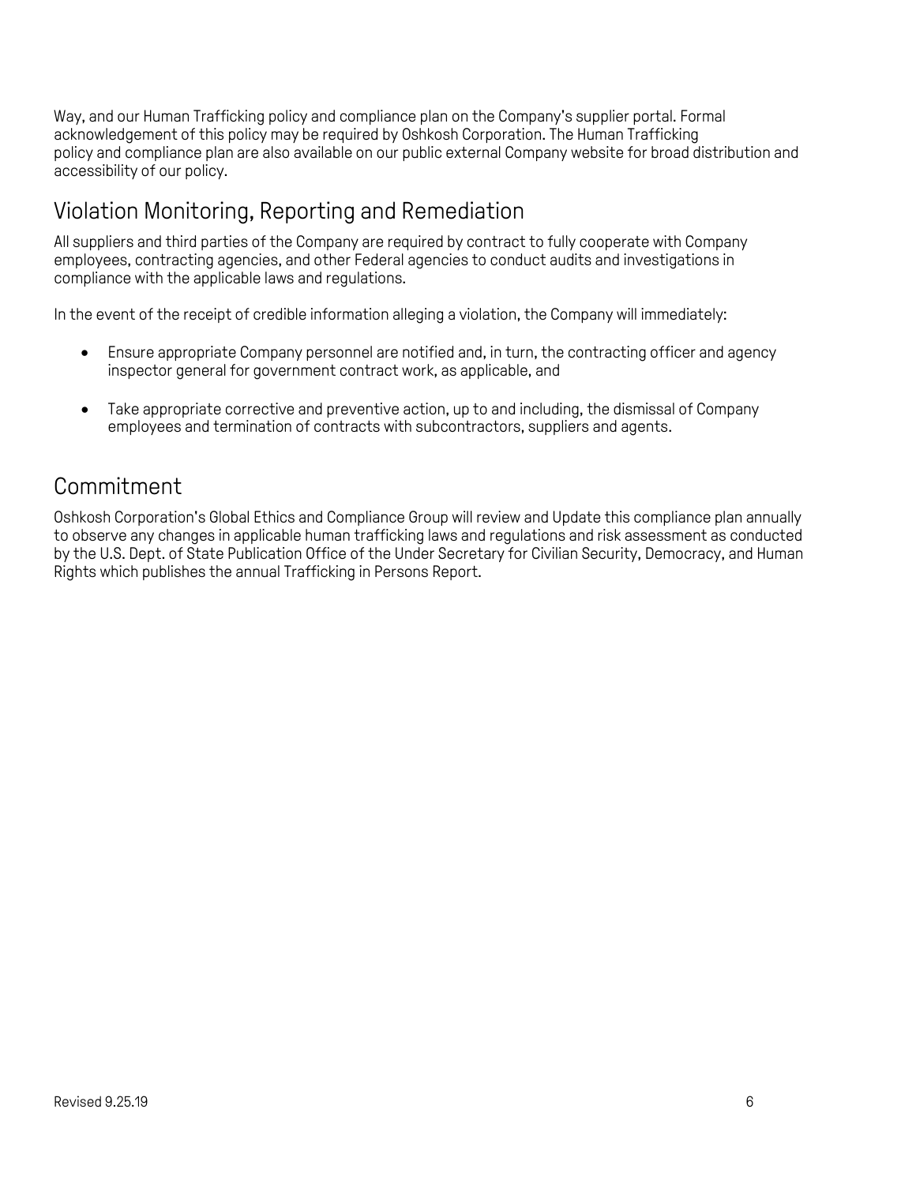Way, and our Human Trafficking policy and compliance plan on the Company's supplier portal. Formal acknowledgement of this policy may be required by Oshkosh Corporation. The Human Trafficking policy and compliance plan are also available on our public external Company website for broad distribution and accessibility of our policy.

## Violation Monitoring, Reporting and Remediation

All suppliers and third parties of the Company are required by contract to fully cooperate with Company employees, contracting agencies, and other Federal agencies to conduct audits and investigations in compliance with the applicable laws and regulations.

In the event of the receipt of credible information alleging a violation, the Company will immediately:

- Ensure appropriate Company personnel are notified and, in turn, the contracting officer and agency inspector general for government contract work, as applicable, and
- Take appropriate corrective and preventive action, up to and including, the dismissal of Company employees and termination of contracts with subcontractors, suppliers and agents.

## Commitment

Oshkosh Corporation's Global Ethics and Compliance Group will review and Update this compliance plan annually to observe any changes in applicable human trafficking laws and regulations and risk assessment as conducted by the U.S. Dept. of State Publication Office of the Under Secretary for Civilian Security, Democracy, and Human Rights which publishes the annual Trafficking in Persons Report.

Revised 9.25.19